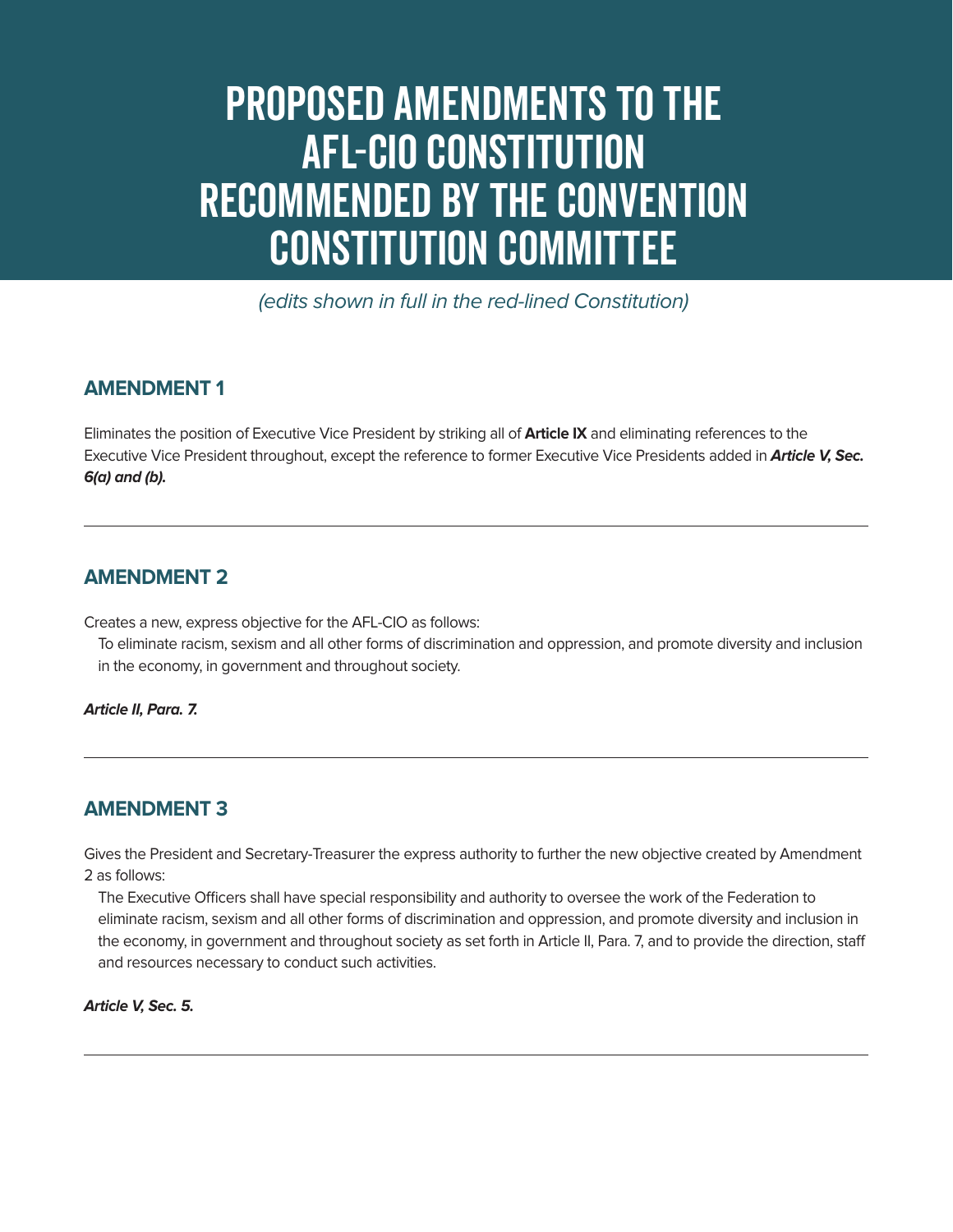# PROPOSED AMENDMENTS TO THE AFL-CIO CONSTITUTION RECOMMENDED BY THE CONVENTION CONSTITUTION COMMITTEE

*(edits shown in full in the red-lined Constitution)*

## AMENDMENT 1

Eliminates the position of Executive Vice President by striking all of **Article IX** and eliminating references to the Executive Vice President throughout, except the reference to former Executive Vice Presidents added in ***Article V, Sec. 6(a) and (b).***

---

## AMENDMENT 2

Creates a new, express objective for the AFL-CIO as follows:

> To eliminate racism, sexism and all other forms of discrimination and oppression, and promote diversity and inclusion in the economy, in government and throughout society.

***Article II, Para. 7.***

---

## AMENDMENT 3

Gives the President and Secretary-Treasurer the express authority to further the new objective created by Amendment 2 as follows:

> The Executive Officers shall have special responsibility and authority to oversee the work of the Federation to eliminate racism, sexism and all other forms of discrimination and oppression, and promote diversity and inclusion in the economy, in government and throughout society as set forth in Article II, Para. 7, and to provide the direction, staff and resources necessary to conduct such activities.

***Article V, Sec. 5.***

---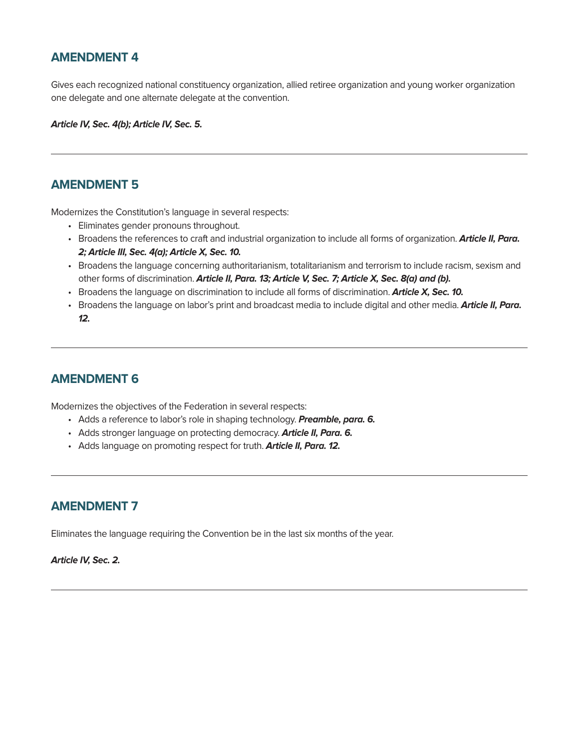## AMENDMENT 4

Gives each recognized national constituency organization, allied retiree organization and young worker organization one delegate and one alternate delegate at the convention.

***Article IV, Sec. 4(b); Article IV, Sec. 5.***

---

## AMENDMENT 5

Modernizes the Constitution's language in several respects:

- Eliminates gender pronouns throughout.
- Broadens the references to craft and industrial organization to include all forms of organization. ***Article II, Para. 2; Article III, Sec. 4(a); Article X, Sec. 10.***
- Broadens the language concerning authoritarianism, totalitarianism and terrorism to include racism, sexism and other forms of discrimination. ***Article II, Para. 13; Article V, Sec. 7; Article X, Sec. 8(a) and (b).***
- Broadens the language on discrimination to include all forms of discrimination. ***Article X, Sec. 10.***
- Broadens the language on labor's print and broadcast media to include digital and other media. ***Article II, Para. 12.***

---

## AMENDMENT 6

Modernizes the objectives of the Federation in several respects:

- Adds a reference to labor's role in shaping technology. ***Preamble, para. 6.***
- Adds stronger language on protecting democracy. ***Article II, Para. 6.***
- Adds language on promoting respect for truth. ***Article II, Para. 12.***

---

## AMENDMENT 7

Eliminates the language requiring the Convention be in the last six months of the year.

***Article IV, Sec. 2.***

---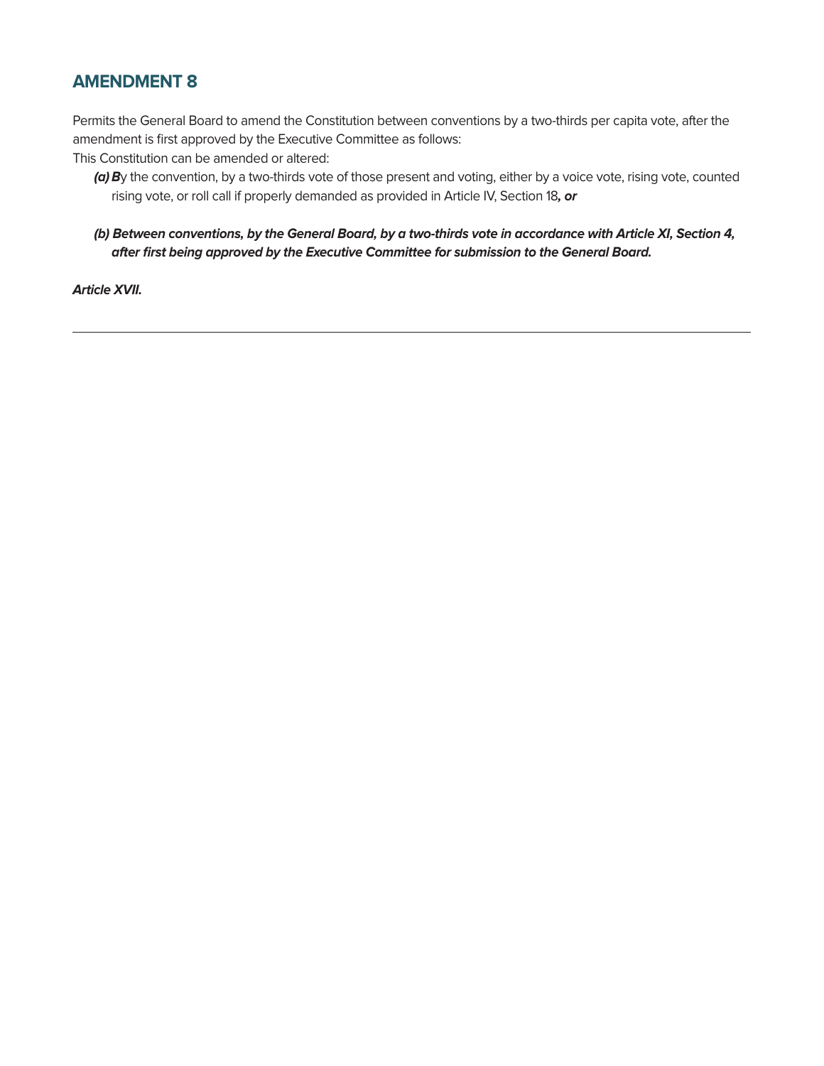## AMENDMENT 8

Permits the General Board to amend the Constitution between conventions by a two-thirds per capita vote, after the amendment is first approved by the Executive Committee as follows:

This Constitution can be amended or altered:

- ***(a) B***y the convention, by a two-thirds vote of those present and voting, either by a voice vote, rising vote, counted rising vote, or roll call if properly demanded as provided in Article IV, Section 18***, or***
- ***(b) Between conventions, by the General Board, by a two-thirds vote in accordance with Article XI, Section 4, after first being approved by the Executive Committee for submission to the General Board.***

***Article XVII.***

---